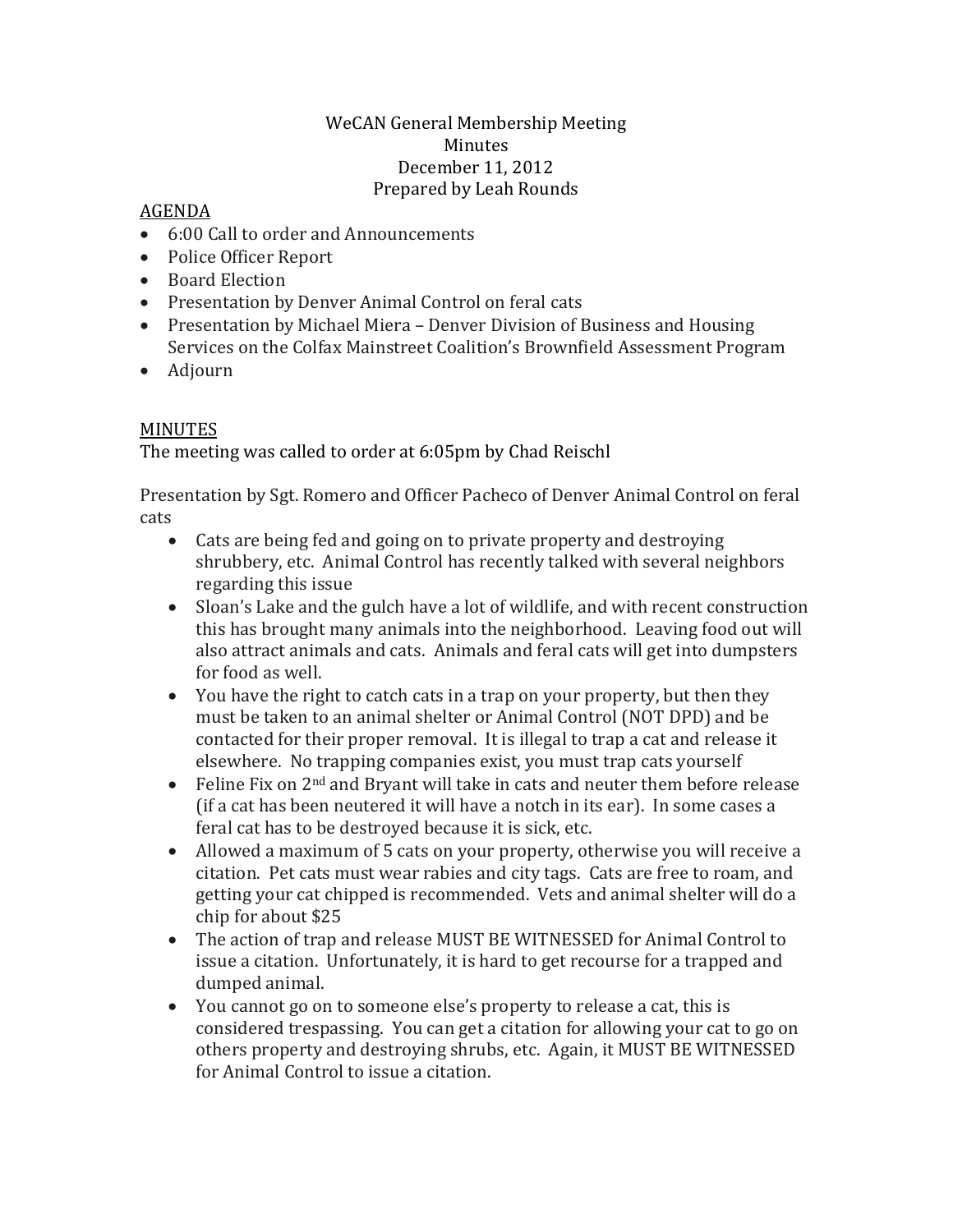WeCAN General Membership Meeting
Minutes
December 11, 2012
Prepared by Leah Rounds

AGENDA

- 6:00 Call to order and Announcements
- Police Officer Report
- Board Election
- Presentation by Denver Animal Control on feral cats
- Presentation by Michael Miera – Denver Division of Business and Housing Services on the Colfax Mainstreet Coalition's Brownfield Assessment Program
- Adjourn

MINUTES

The meeting was called to order at 6:05pm by Chad Reischl

Presentation by Sgt. Romero and Officer Pacheco of Denver Animal Control on feral cats

- Cats are being fed and going on to private property and destroying shrubbery, etc. Animal Control has recently talked with several neighbors regarding this issue
- Sloan's Lake and the gulch have a lot of wildlife, and with recent construction this has brought many animals into the neighborhood. Leaving food out will also attract animals and cats. Animals and feral cats will get into dumpsters for food as well.
- You have the right to catch cats in a trap on your property, but then they must be taken to an animal shelter or Animal Control (NOT DPD) and be contacted for their proper removal. It is illegal to trap a cat and release it elsewhere. No trapping companies exist, you must trap cats yourself
- Feline Fix on 2nd and Bryant will take in cats and neuter them before release (if a cat has been neutered it will have a notch in its ear). In some cases a feral cat has to be destroyed because it is sick, etc.
- Allowed a maximum of 5 cats on your property, otherwise you will receive a citation. Pet cats must wear rabies and city tags. Cats are free to roam, and getting your cat chipped is recommended. Vets and animal shelter will do a chip for about $25
- The action of trap and release MUST BE WITNESSED for Animal Control to issue a citation. Unfortunately, it is hard to get recourse for a trapped and dumped animal.
- You cannot go on to someone else's property to release a cat, this is considered trespassing. You can get a citation for allowing your cat to go on others property and destroying shrubs, etc. Again, it MUST BE WITNESSED for Animal Control to issue a citation.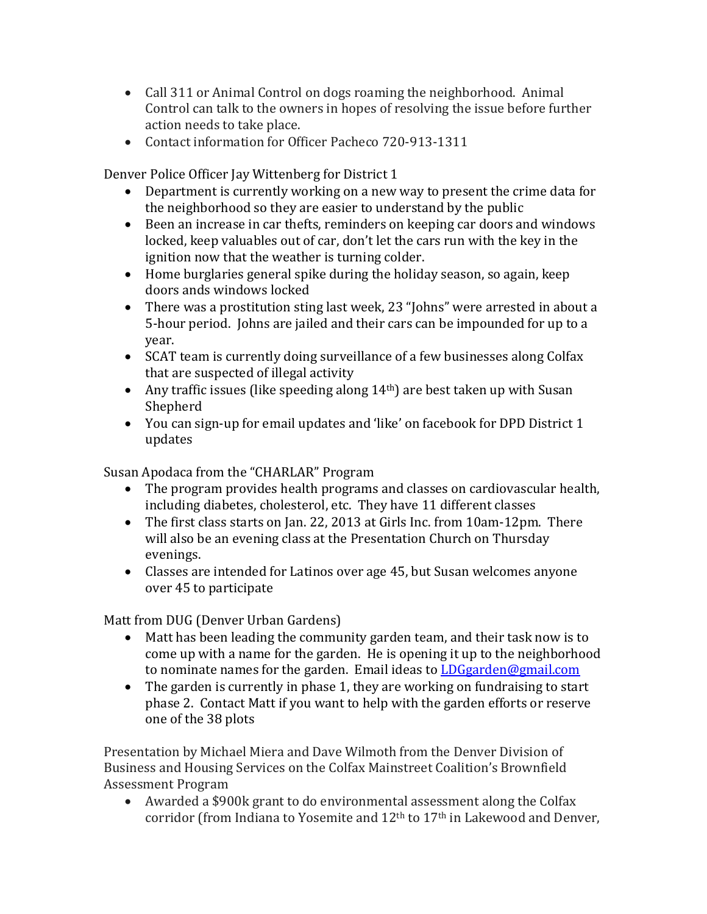- Call 311 or Animal Control on dogs roaming the neighborhood. Animal Control can talk to the owners in hopes of resolving the issue before further action needs to take place.
- Contact information for Officer Pacheco 720-913-1311

Denver Police Officer Jay Wittenberg for District 1

- Department is currently working on a new way to present the crime data for the neighborhood so they are easier to understand by the public
- Been an increase in car thefts, reminders on keeping car doors and windows locked, keep valuables out of car, don't let the cars run with the key in the ignition now that the weather is turning colder.
- Home burglaries general spike during the holiday season, so again, keep doors ands windows locked
- There was a prostitution sting last week, 23 "Johns" were arrested in about a 5-hour period. Johns are jailed and their cars can be impounded for up to a year.
- SCAT team is currently doing surveillance of a few businesses along Colfax that are suspected of illegal activity
- Any traffic issues (like speeding along 14th) are best taken up with Susan Shepherd
- You can sign-up for email updates and 'like' on facebook for DPD District 1 updates

Susan Apodaca from the "CHARLAR" Program

- The program provides health programs and classes on cardiovascular health, including diabetes, cholesterol, etc. They have 11 different classes
- The first class starts on Jan. 22, 2013 at Girls Inc. from 10am-12pm. There will also be an evening class at the Presentation Church on Thursday evenings.
- Classes are intended for Latinos over age 45, but Susan welcomes anyone over 45 to participate

Matt from DUG (Denver Urban Gardens)

- Matt has been leading the community garden team, and their task now is to come up with a name for the garden. He is opening it up to the neighborhood to nominate names for the garden. Email ideas to LDGgarden@gmail.com
- The garden is currently in phase 1, they are working on fundraising to start phase 2. Contact Matt if you want to help with the garden efforts or reserve one of the 38 plots

Presentation by Michael Miera and Dave Wilmoth from the Denver Division of Business and Housing Services on the Colfax Mainstreet Coalition's Brownfield Assessment Program

- Awarded a $900k grant to do environmental assessment along the Colfax corridor (from Indiana to Yosemite and 12th to 17th in Lakewood and Denver,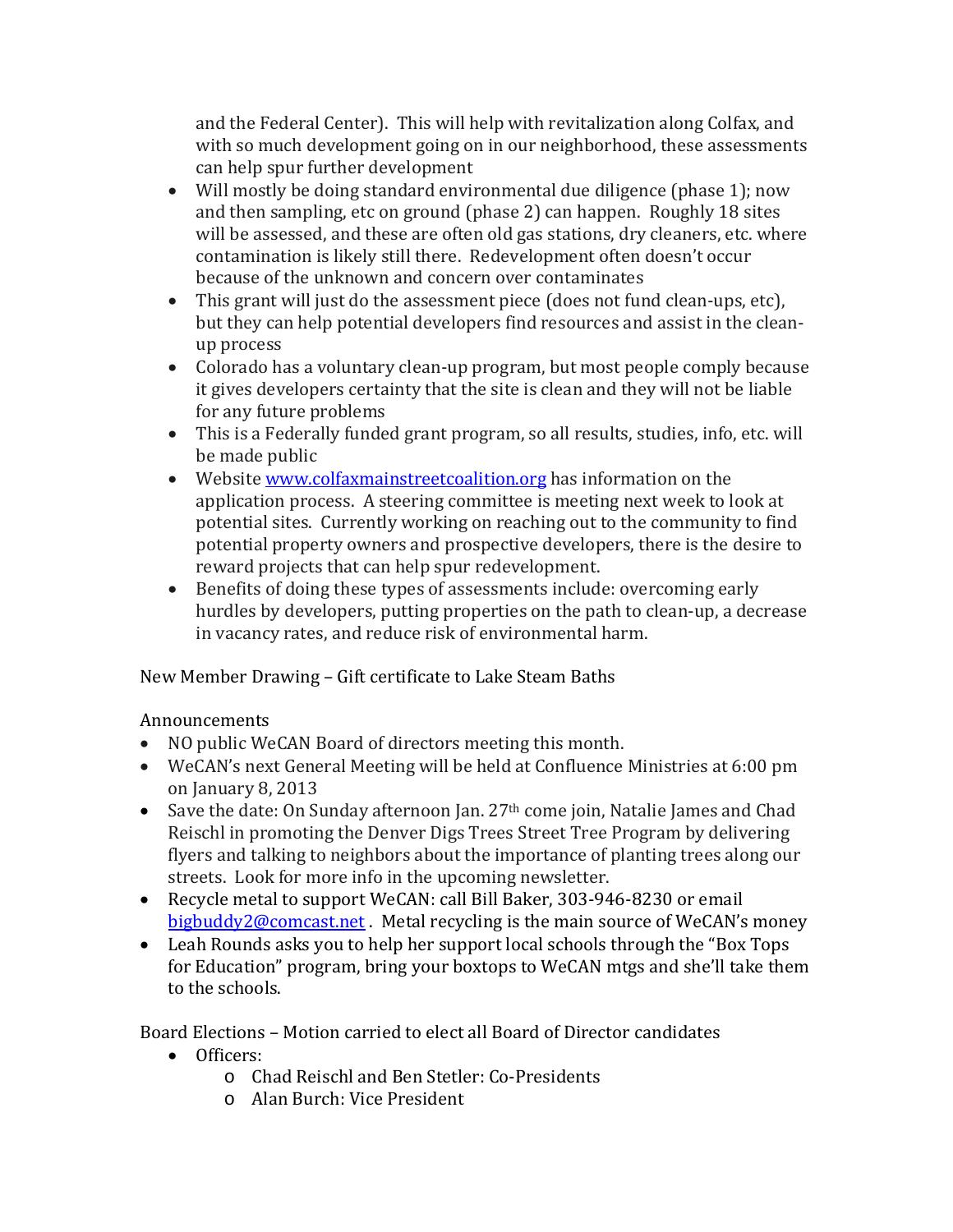and the Federal Center). This will help with revitalization along Colfax, and with so much development going on in our neighborhood, these assessments can help spur further development

- Will mostly be doing standard environmental due diligence (phase 1); now and then sampling, etc on ground (phase 2) can happen. Roughly 18 sites will be assessed, and these are often old gas stations, dry cleaners, etc. where contamination is likely still there. Redevelopment often doesn't occur because of the unknown and concern over contaminates
- This grant will just do the assessment piece (does not fund clean-ups, etc), but they can help potential developers find resources and assist in the clean-up process
- Colorado has a voluntary clean-up program, but most people comply because it gives developers certainty that the site is clean and they will not be liable for any future problems
- This is a Federally funded grant program, so all results, studies, info, etc. will be made public
- Website [www.colfaxmainstreetcoalition.org](http://www.colfaxmainstreetcoalition.org) has information on the application process. A steering committee is meeting next week to look at potential sites. Currently working on reaching out to the community to find potential property owners and prospective developers, there is the desire to reward projects that can help spur redevelopment.
- Benefits of doing these types of assessments include: overcoming early hurdles by developers, putting properties on the path to clean-up, a decrease in vacancy rates, and reduce risk of environmental harm.

New Member Drawing – Gift certificate to Lake Steam Baths

Announcements

- NO public WeCAN Board of directors meeting this month.
- WeCAN's next General Meeting will be held at Confluence Ministries at 6:00 pm on January 8, 2013
- Save the date: On Sunday afternoon Jan. 27th come join, Natalie James and Chad Reischl in promoting the Denver Digs Trees Street Tree Program by delivering flyers and talking to neighbors about the importance of planting trees along our streets. Look for more info in the upcoming newsletter.
- Recycle metal to support WeCAN: call Bill Baker, 303-946-8230 or email [bigbuddy2@comcast.net](mailto:bigbuddy2@comcast.net) . Metal recycling is the main source of WeCAN's money
- Leah Rounds asks you to help her support local schools through the "Box Tops for Education" program, bring your boxtops to WeCAN mtgs and she'll take them to the schools.

Board Elections – Motion carried to elect all Board of Director candidates

- Officers:
  - Chad Reischl and Ben Stetler: Co-Presidents
  - Alan Burch: Vice President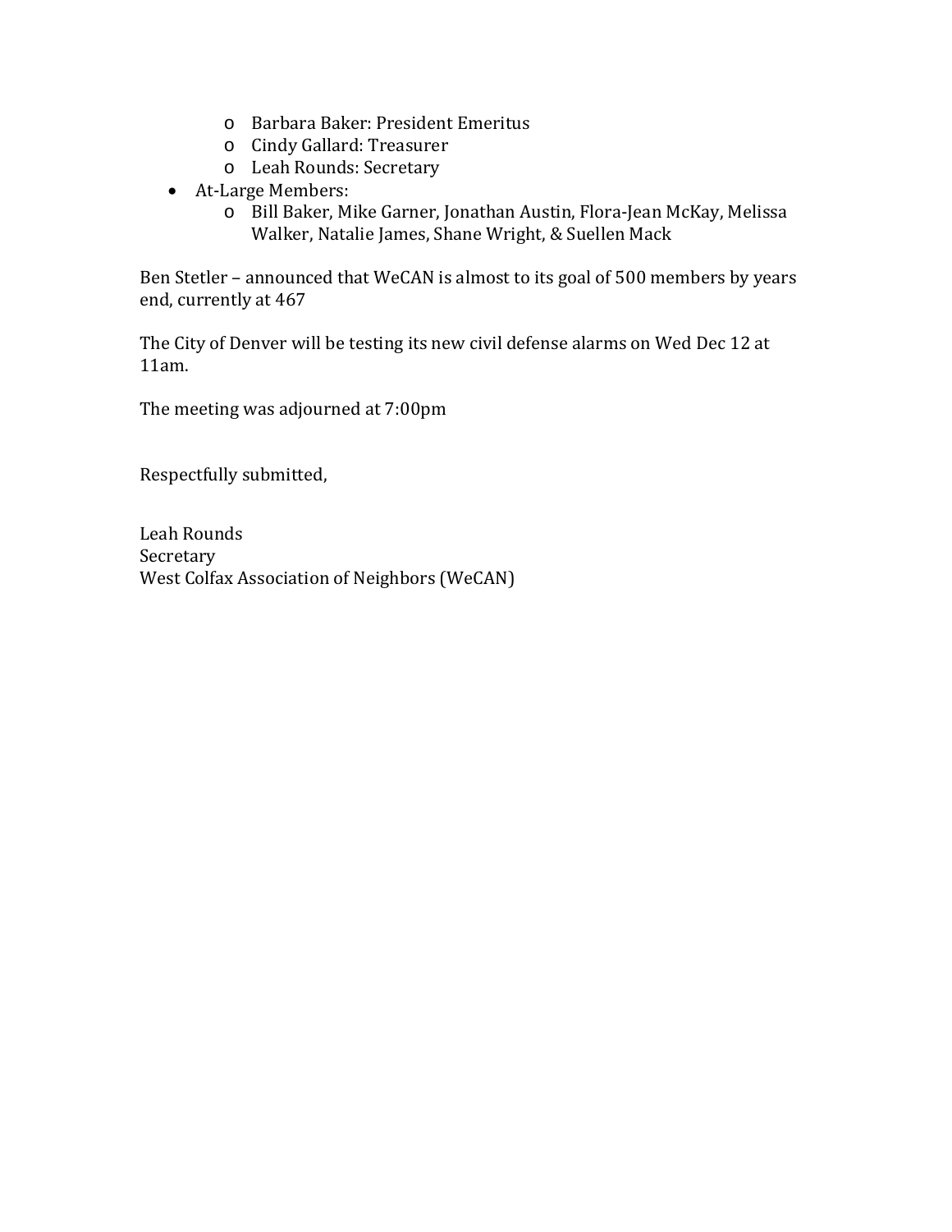- Barbara Baker: President Emeritus
    - Cindy Gallard: Treasurer
    - Leah Rounds: Secretary
- At-Large Members:
    - Bill Baker, Mike Garner, Jonathan Austin, Flora-Jean McKay, Melissa Walker, Natalie James, Shane Wright, & Suellen Mack

Ben Stetler – announced that WeCAN is almost to its goal of 500 members by years end, currently at 467

The City of Denver will be testing its new civil defense alarms on Wed Dec 12 at 11am.

The meeting was adjourned at 7:00pm

Respectfully submitted,

Leah Rounds
Secretary
West Colfax Association of Neighbors (WeCAN)